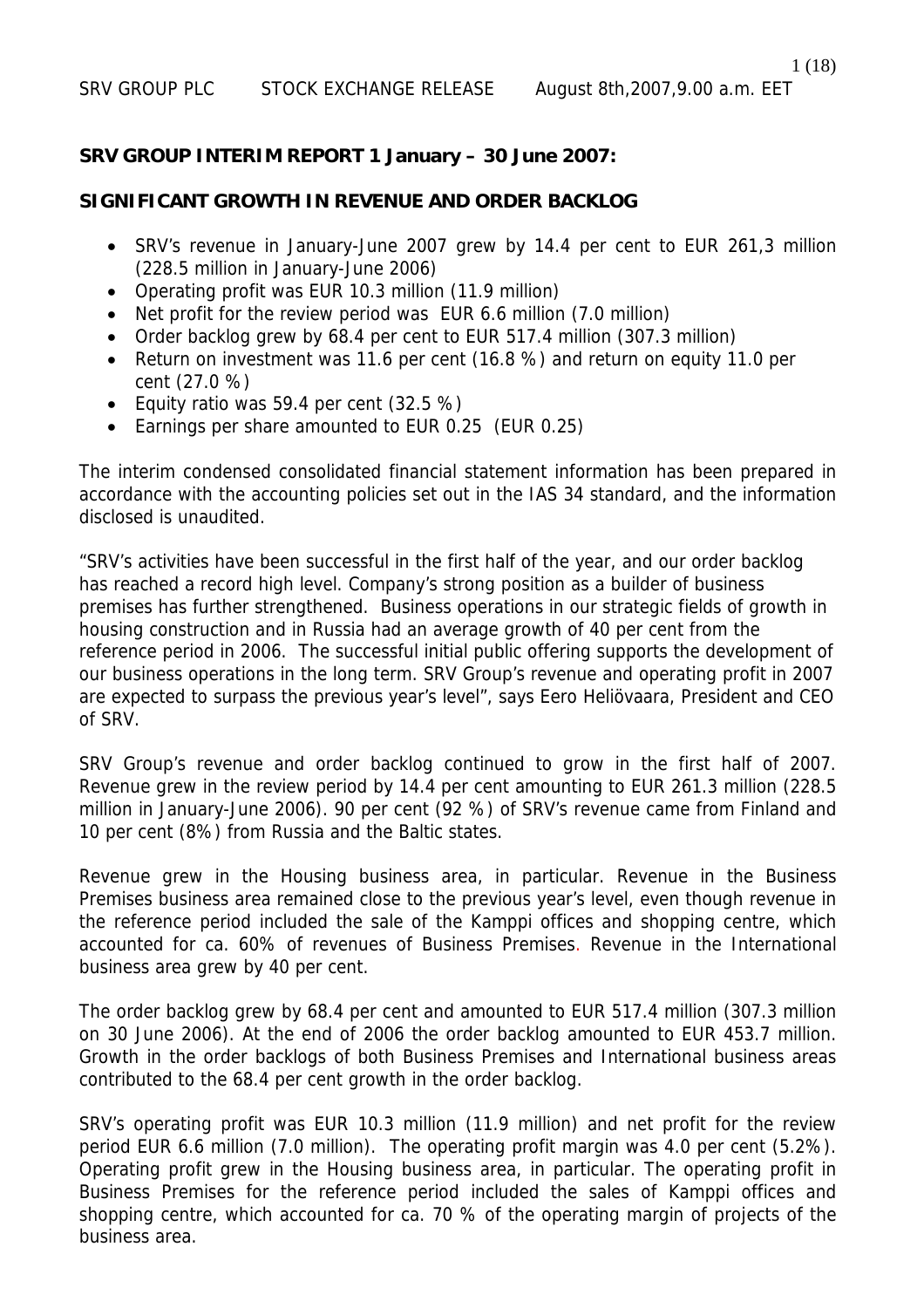SRV GROUP PLC STOCK EXCHANGE RELEASE August 8th,2007,9.00 a.m. EET

**SRV GROUP INTERIM REPORT 1 January – 30 June 2007:**

**SIGNIFICANT GROWTH IN REVENUE AND ORDER BACKLOG**

- SRV's revenue in January-June 2007 grew by 14.4 per cent to EUR 261,3 million (228.5 million in January-June 2006)
- Operating profit was EUR 10.3 million (11.9 million)
- Net profit for the review period was EUR 6.6 million (7.0 million)
- Order backlog grew by 68.4 per cent to EUR 517.4 million (307.3 million)
- Return on investment was 11.6 per cent (16.8 %) and return on equity 11.0 per cent (27.0 %)
- Equity ratio was 59.4 per cent (32.5 %)
- Earnings per share amounted to EUR 0.25 (EUR 0.25)

The interim condensed consolidated financial statement information has been prepared in accordance with the accounting policies set out in the IAS 34 standard, and the information disclosed is unaudited.

"SRV's activities have been successful in the first half of the year, and our order backlog has reached a record high level. Company's strong position as a builder of business premises has further strengthened. Business operations in our strategic fields of growth in housing construction and in Russia had an average growth of 40 per cent from the reference period in 2006. The successful initial public offering supports the development of our business operations in the long term. SRV Group's revenue and operating profit in 2007 are expected to surpass the previous year's level", says Eero Heliövaara, President and CEO of SRV.

SRV Group's revenue and order backlog continued to grow in the first half of 2007. Revenue grew in the review period by 14.4 per cent amounting to EUR 261.3 million (228.5 million in January-June 2006). 90 per cent (92 %) of SRV's revenue came from Finland and 10 per cent (8%) from Russia and the Baltic states.

Revenue grew in the Housing business area, in particular. Revenue in the Business Premises business area remained close to the previous year's level, even though revenue in the reference period included the sale of the Kamppi offices and shopping centre, which accounted for ca. 60% of revenues of Business Premises. Revenue in the International business area grew by 40 per cent.

The order backlog grew by 68.4 per cent and amounted to EUR 517.4 million (307.3 million on 30 June 2006). At the end of 2006 the order backlog amounted to EUR 453.7 million. Growth in the order backlogs of both Business Premises and International business areas contributed to the 68.4 per cent growth in the order backlog.

SRV's operating profit was EUR 10.3 million (11.9 million) and net profit for the review period EUR 6.6 million (7.0 million). The operating profit margin was 4.0 per cent (5.2%). Operating profit grew in the Housing business area, in particular. The operating profit in Business Premises for the reference period included the sales of Kamppi offices and shopping centre, which accounted for ca. 70 % of the operating margin of projects of the business area.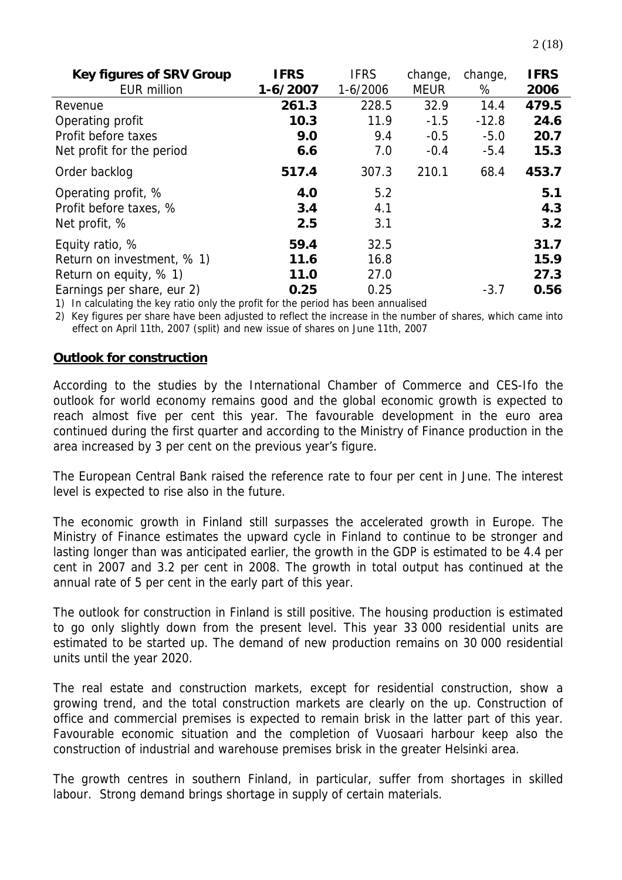| **Key figures of SRV Group** EUR million | **IFRS 1-6/2007** | IFRS 1-6/2006 | change, MEUR | change, % | **IFRS 2006** |
|---|---|---|---|---|---|
| Revenue | **261.3** | 228.5 | 32.9 | 14.4 | **479.5** |
| Operating profit | **10.3** | 11.9 | -1.5 | -12.8 | **24.6** |
| Profit before taxes | **9.0** | 9.4 | -0.5 | -5.0 | **20.7** |
| Net profit for the period | **6.6** | 7.0 | -0.4 | -5.4 | **15.3** |
| Order backlog | **517.4** | 307.3 | 210.1 | 68.4 | **453.7** |
| Operating profit, % | **4.0** | 5.2 | | | **5.1** |
| Profit before taxes, % | **3.4** | 4.1 | | | **4.3** |
| Net profit, % | **2.5** | 3.1 | | | **3.2** |
| Equity ratio, % | **59.4** | 32.5 | | | **31.7** |
| Return on investment, % 1) | **11.6** | 16.8 | | | **15.9** |
| Return on equity, % 1) | **11.0** | 27.0 | | | **27.3** |
| Earnings per share, eur 2) | **0.25** | 0.25 | | -3.7 | **0.56** |

1) In calculating the key ratio only the profit for the period has been annualised

2) Key figures per share have been adjusted to reflect the increase in the number of shares, which came into effect on April 11th, 2007 (split) and new issue of shares on June 11th, 2007

## Outlook for construction

According to the studies by the International Chamber of Commerce and CES-Ifo the outlook for world economy remains good and the global economic growth is expected to reach almost five per cent this year. The favourable development in the euro area continued during the first quarter and according to the Ministry of Finance production in the area increased by 3 per cent on the previous year's figure.

The European Central Bank raised the reference rate to four per cent in June. The interest level is expected to rise also in the future.

The economic growth in Finland still surpasses the accelerated growth in Europe. The Ministry of Finance estimates the upward cycle in Finland to continue to be stronger and lasting longer than was anticipated earlier, the growth in the GDP is estimated to be 4.4 per cent in 2007 and 3.2 per cent in 2008. The growth in total output has continued at the annual rate of 5 per cent in the early part of this year.

The outlook for construction in Finland is still positive. The housing production is estimated to go only slightly down from the present level. This year 33 000 residential units are estimated to be started up. The demand of new production remains on 30 000 residential units until the year 2020.

The real estate and construction markets, except for residential construction, show a growing trend, and the total construction markets are clearly on the up. Construction of office and commercial premises is expected to remain brisk in the latter part of this year. Favourable economic situation and the completion of Vuosaari harbour keep also the construction of industrial and warehouse premises brisk in the greater Helsinki area.

The growth centres in southern Finland, in particular, suffer from shortages in skilled labour. Strong demand brings shortage in supply of certain materials.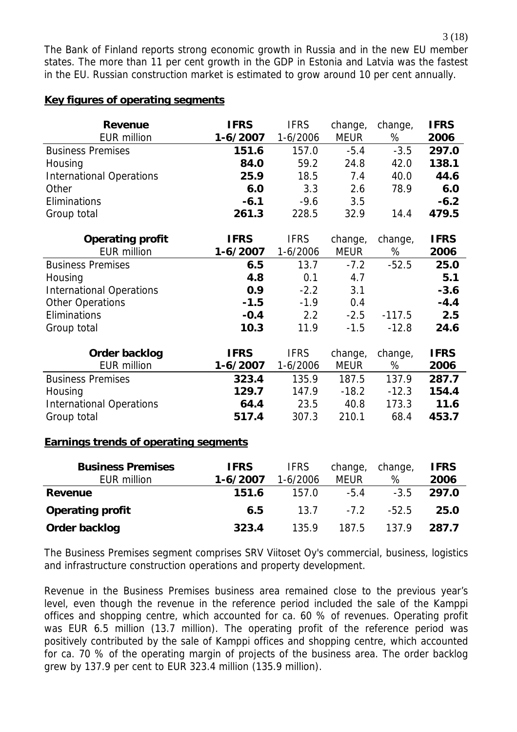The Bank of Finland reports strong economic growth in Russia and in the new EU member states. The more than 11 per cent growth in the GDP in Estonia and Latvia was the fastest in the EU. Russian construction market is estimated to grow around 10 per cent annually.

## Key figures of operating segments

| **Revenue**<br>EUR million | **IFRS**<br>**1-6/2007** | IFRS<br>1-6/2006 | change,<br>MEUR | change,<br>% | **IFRS**<br>**2006** |
|---|---|---|---|---|---|
| Business Premises | **151.6** | 157.0 | -5.4 | -3.5 | **297.0** |
| Housing | **84.0** | 59.2 | 24.8 | 42.0 | **138.1** |
| International Operations | **25.9** | 18.5 | 7.4 | 40.0 | **44.6** |
| Other | **6.0** | 3.3 | 2.6 | 78.9 | **6.0** |
| Eliminations | **-6.1** | -9.6 | 3.5 | | **-6.2** |
| Group total | **261.3** | 228.5 | 32.9 | 14.4 | **479.5** |

| **Operating profit**<br>EUR million | **IFRS**<br>**1-6/2007** | IFRS<br>1-6/2006 | change,<br>MEUR | change,<br>% | **IFRS**<br>**2006** |
|---|---|---|---|---|---|
| Business Premises | **6.5** | 13.7 | -7.2 | -52.5 | **25.0** |
| Housing | **4.8** | 0.1 | 4.7 | | **5.1** |
| International Operations | **0.9** | -2.2 | 3.1 | | **-3.6** |
| Other Operations | **-1.5** | -1.9 | 0.4 | | **-4.4** |
| Eliminations | **-0.4** | 2.2 | -2.5 | -117.5 | **2.5** |
| Group total | **10.3** | 11.9 | -1.5 | -12.8 | **24.6** |

| **Order backlog**<br>EUR million | **IFRS**<br>**1-6/2007** | IFRS<br>1-6/2006 | change,<br>MEUR | change,<br>% | **IFRS**<br>**2006** |
|---|---|---|---|---|---|
| Business Premises | **323.4** | 135.9 | 187.5 | 137.9 | **287.7** |
| Housing | **129.7** | 147.9 | -18.2 | -12.3 | **154.4** |
| International Operations | **64.4** | 23.5 | 40.8 | 173.3 | **11.6** |
| Group total | **517.4** | 307.3 | 210.1 | 68.4 | **453.7** |

## Earnings trends of operating segments

| **Business Premises**<br>EUR million | **IFRS**<br>**1-6/2007** | IFRS<br>1-6/2006 | change,<br>MEUR | change,<br>% | **IFRS**<br>**2006** |
|---|---|---|---|---|---|
| **Revenue** | **151.6** | 157.0 | -5.4 | -3.5 | **297.0** |
| **Operating profit** | **6.5** | 13.7 | -7.2 | -52.5 | **25.0** |
| **Order backlog** | **323.4** | 135.9 | 187.5 | 137.9 | **287.7** |

The Business Premises segment comprises SRV Viitoset Oy's commercial, business, logistics and infrastructure construction operations and property development.

Revenue in the Business Premises business area remained close to the previous year's level, even though the revenue in the reference period included the sale of the Kamppi offices and shopping centre, which accounted for ca. 60 % of revenues. Operating profit was EUR 6.5 million (13.7 million). The operating profit of the reference period was positively contributed by the sale of Kamppi offices and shopping centre, which accounted for ca. 70 % of the operating margin of projects of the business area. The order backlog grew by 137.9 per cent to EUR 323.4 million (135.9 million).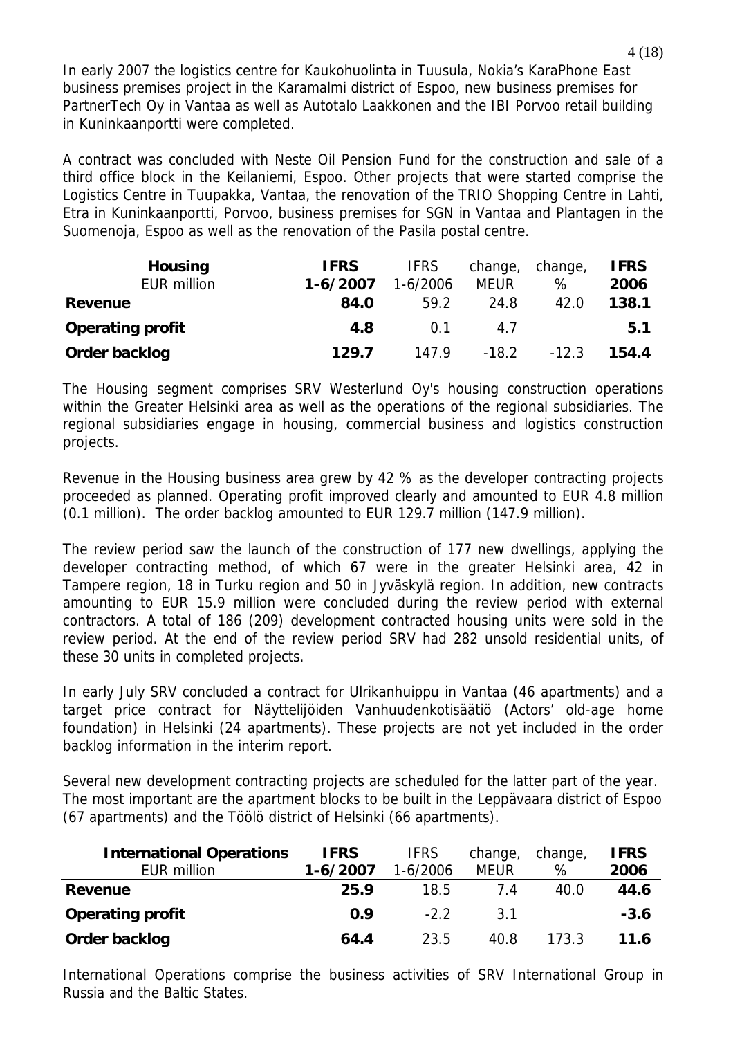In early 2007 the logistics centre for Kaukohuolinta in Tuusula, Nokia's KaraPhone East business premises project in the Karamalmi district of Espoo, new business premises for PartnerTech Oy in Vantaa as well as Autotalo Laakkonen and the IBI Porvoo retail building in Kuninkaanportti were completed.

A contract was concluded with Neste Oil Pension Fund for the construction and sale of a third office block in the Keilaniemi, Espoo. Other projects that were started comprise the Logistics Centre in Tuupakka, Vantaa, the renovation of the TRIO Shopping Centre in Lahti, Etra in Kuninkaanportti, Porvoo, business premises for SGN in Vantaa and Plantagen in the Suomenoja, Espoo as well as the renovation of the Pasila postal centre.

| **Housing** EUR million | **IFRS 1-6/2007** | IFRS 1-6/2006 | change, MEUR | change, % | **IFRS 2006** |
|---|---|---|---|---|---|
| **Revenue** | **84.0** | 59.2 | 24.8 | 42.0 | **138.1** |
| **Operating profit** | **4.8** | 0.1 | 4.7 | | **5.1** |
| **Order backlog** | **129.7** | 147.9 | -18.2 | -12.3 | **154.4** |

The Housing segment comprises SRV Westerlund Oy's housing construction operations within the Greater Helsinki area as well as the operations of the regional subsidiaries. The regional subsidiaries engage in housing, commercial business and logistics construction projects.

Revenue in the Housing business area grew by 42 % as the developer contracting projects proceeded as planned. Operating profit improved clearly and amounted to EUR 4.8 million (0.1 million). The order backlog amounted to EUR 129.7 million (147.9 million).

The review period saw the launch of the construction of 177 new dwellings, applying the developer contracting method, of which 67 were in the greater Helsinki area, 42 in Tampere region, 18 in Turku region and 50 in Jyväskylä region. In addition, new contracts amounting to EUR 15.9 million were concluded during the review period with external contractors. A total of 186 (209) development contracted housing units were sold in the review period. At the end of the review period SRV had 282 unsold residential units, of these 30 units in completed projects.

In early July SRV concluded a contract for Ulrikanhuippu in Vantaa (46 apartments) and a target price contract for Näyttelijöiden Vanhuudenkotisäätiö (Actors' old-age home foundation) in Helsinki (24 apartments). These projects are not yet included in the order backlog information in the interim report.

Several new development contracting projects are scheduled for the latter part of the year. The most important are the apartment blocks to be built in the Leppävaara district of Espoo (67 apartments) and the Töölö district of Helsinki (66 apartments).

| **International Operations** EUR million | **IFRS 1-6/2007** | IFRS 1-6/2006 | change, MEUR | change, % | **IFRS 2006** |
|---|---|---|---|---|---|
| **Revenue** | **25.9** | 18.5 | 7.4 | 40.0 | **44.6** |
| **Operating profit** | **0.9** | -2.2 | 3.1 | | **-3.6** |
| **Order backlog** | **64.4** | 23.5 | 40.8 | 173.3 | **11.6** |

International Operations comprise the business activities of SRV International Group in Russia and the Baltic States.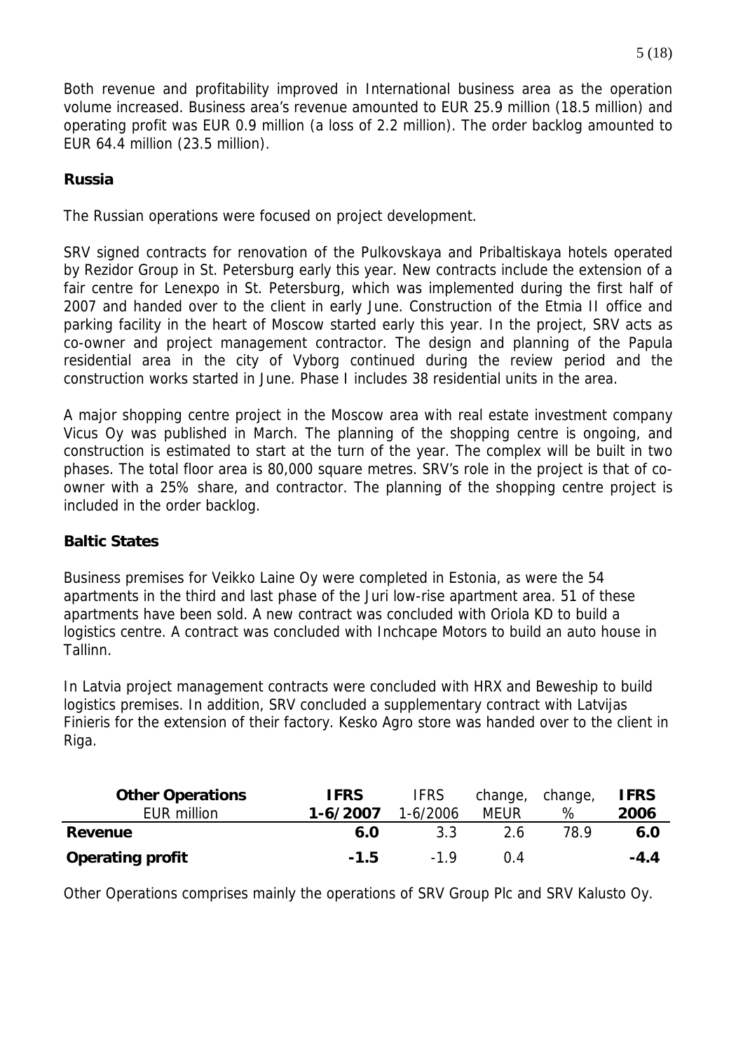Both revenue and profitability improved in International business area as the operation volume increased. Business area's revenue amounted to EUR 25.9 million (18.5 million) and operating profit was EUR 0.9 million (a loss of 2.2 million). The order backlog amounted to EUR 64.4 million (23.5 million).

**Russia**

The Russian operations were focused on project development.

SRV signed contracts for renovation of the Pulkovskaya and Pribaltiskaya hotels operated by Rezidor Group in St. Petersburg early this year. New contracts include the extension of a fair centre for Lenexpo in St. Petersburg, which was implemented during the first half of 2007 and handed over to the client in early June. Construction of the Etmia II office and parking facility in the heart of Moscow started early this year. In the project, SRV acts as co-owner and project management contractor. The design and planning of the Papula residential area in the city of Vyborg continued during the review period and the construction works started in June. Phase I includes 38 residential units in the area.

A major shopping centre project in the Moscow area with real estate investment company Vicus Oy was published in March. The planning of the shopping centre is ongoing, and construction is estimated to start at the turn of the year. The complex will be built in two phases. The total floor area is 80,000 square metres. SRV's role in the project is that of co-owner with a 25% share, and contractor. The planning of the shopping centre project is included in the order backlog.

**Baltic States**

Business premises for Veikko Laine Oy were completed in Estonia, as were the 54 apartments in the third and last phase of the Juri low-rise apartment area. 51 of these apartments have been sold. A new contract was concluded with Oriola KD to build a logistics centre. A contract was concluded with Inchcape Motors to build an auto house in Tallinn.

In Latvia project management contracts were concluded with HRX and Beweship to build logistics premises. In addition, SRV concluded a supplementary contract with Latvijas Finieris for the extension of their factory. Kesko Agro store was handed over to the client in Riga.

| **Other Operations** EUR million | **IFRS 1-6/2007** | IFRS 1-6/2006 | change, MEUR | change, % | **IFRS 2006** |
|---|---|---|---|---|---|
| **Revenue** | **6.0** | 3.3 | 2.6 | 78.9 | **6.0** |
| **Operating profit** | **-1.5** | -1.9 | 0.4 | | **-4.4** |

Other Operations comprises mainly the operations of SRV Group Plc and SRV Kalusto Oy.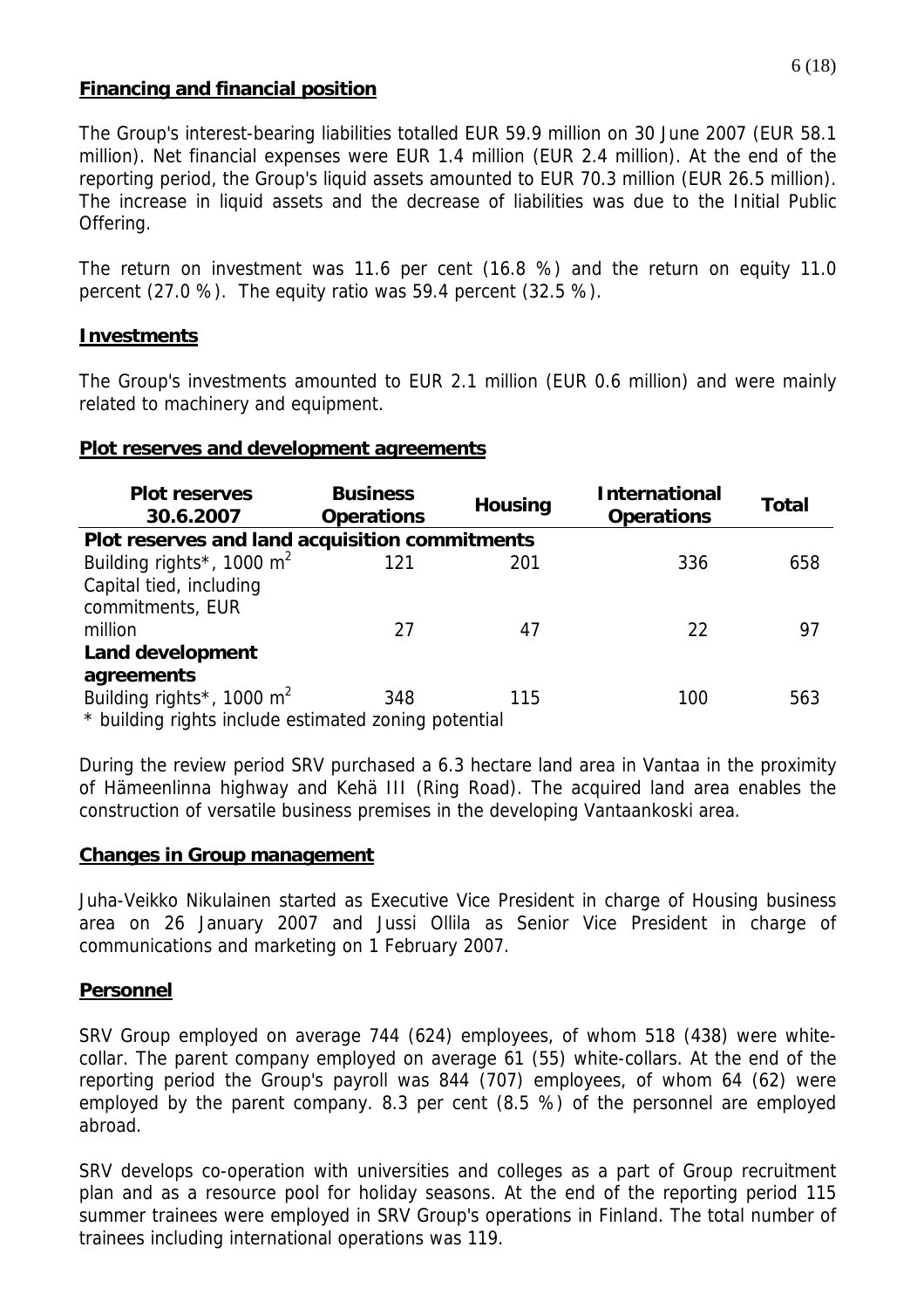## Financing and financial position

The Group's interest-bearing liabilities totalled EUR 59.9 million on 30 June 2007 (EUR 58.1 million). Net financial expenses were EUR 1.4 million (EUR 2.4 million). At the end of the reporting period, the Group's liquid assets amounted to EUR 70.3 million (EUR 26.5 million). The increase in liquid assets and the decrease of liabilities was due to the Initial Public Offering.

The return on investment was 11.6 per cent (16.8 %) and the return on equity 11.0 percent (27.0 %). The equity ratio was 59.4 percent (32.5 %).

## Investments

The Group's investments amounted to EUR 2.1 million (EUR 0.6 million) and were mainly related to machinery and equipment.

## Plot reserves and development agreements

| Plot reserves 30.6.2007 | Business Operations | Housing | International Operations | Total |
|---|---|---|---|---|
| **Plot reserves and land acquisition commitments** | | | | |
| Building rights*, 1000 $m^2$ | 121 | 201 | 336 | 658 |
| Capital tied, including commitments, EUR million | 27 | 47 | 22 | 97 |
| **Land development agreements** | | | | |
| Building rights*, 1000 $m^2$ | 348 | 115 | 100 | 563 |

\* building rights include estimated zoning potential

During the review period SRV purchased a 6.3 hectare land area in Vantaa in the proximity of Hämeenlinna highway and Kehä III (Ring Road). The acquired land area enables the construction of versatile business premises in the developing Vantaankoski area.

## Changes in Group management

Juha-Veikko Nikulainen started as Executive Vice President in charge of Housing business area on 26 January 2007 and Jussi Ollila as Senior Vice President in charge of communications and marketing on 1 February 2007.

## Personnel

SRV Group employed on average 744 (624) employees, of whom 518 (438) were white-collar. The parent company employed on average 61 (55) white-collars. At the end of the reporting period the Group's payroll was 844 (707) employees, of whom 64 (62) were employed by the parent company. 8.3 per cent (8.5 %) of the personnel are employed abroad.

SRV develops co-operation with universities and colleges as a part of Group recruitment plan and as a resource pool for holiday seasons. At the end of the reporting period 115 summer trainees were employed in SRV Group's operations in Finland. The total number of trainees including international operations was 119.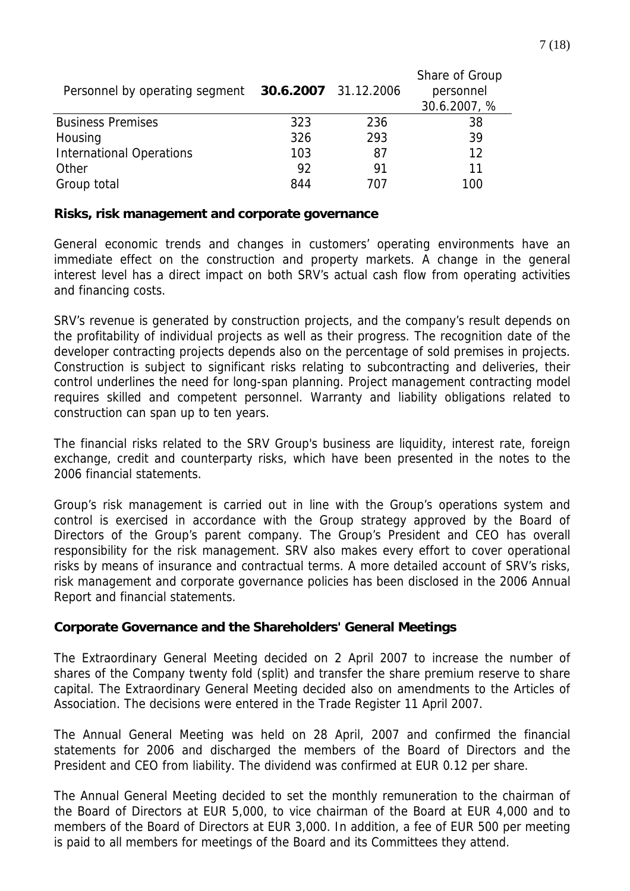| Personnel by operating segment | **30.6.2007** | 31.12.2006 | Share of Group personnel 30.6.2007, % |
|---|---|---|---|
| Business Premises | 323 | 236 | 38 |
| Housing | 326 | 293 | 39 |
| International Operations | 103 | 87 | 12 |
| Other | 92 | 91 | 11 |
| Group total | 844 | 707 | 100 |

**Risks, risk management and corporate governance**

General economic trends and changes in customers' operating environments have an immediate effect on the construction and property markets. A change in the general interest level has a direct impact on both SRV's actual cash flow from operating activities and financing costs.

SRV's revenue is generated by construction projects, and the company's result depends on the profitability of individual projects as well as their progress. The recognition date of the developer contracting projects depends also on the percentage of sold premises in projects. Construction is subject to significant risks relating to subcontracting and deliveries, their control underlines the need for long-span planning. Project management contracting model requires skilled and competent personnel. Warranty and liability obligations related to construction can span up to ten years.

The financial risks related to the SRV Group's business are liquidity, interest rate, foreign exchange, credit and counterparty risks, which have been presented in the notes to the 2006 financial statements.

Group's risk management is carried out in line with the Group's operations system and control is exercised in accordance with the Group strategy approved by the Board of Directors of the Group's parent company. The Group's President and CEO has overall responsibility for the risk management. SRV also makes every effort to cover operational risks by means of insurance and contractual terms. A more detailed account of SRV's risks, risk management and corporate governance policies has been disclosed in the 2006 Annual Report and financial statements.

**Corporate Governance and the Shareholders' General Meetings**

The Extraordinary General Meeting decided on 2 April 2007 to increase the number of shares of the Company twenty fold (split) and transfer the share premium reserve to share capital. The Extraordinary General Meeting decided also on amendments to the Articles of Association. The decisions were entered in the Trade Register 11 April 2007.

The Annual General Meeting was held on 28 April, 2007 and confirmed the financial statements for 2006 and discharged the members of the Board of Directors and the President and CEO from liability. The dividend was confirmed at EUR 0.12 per share.

The Annual General Meeting decided to set the monthly remuneration to the chairman of the Board of Directors at EUR 5,000, to vice chairman of the Board at EUR 4,000 and to members of the Board of Directors at EUR 3,000. In addition, a fee of EUR 500 per meeting is paid to all members for meetings of the Board and its Committees they attend.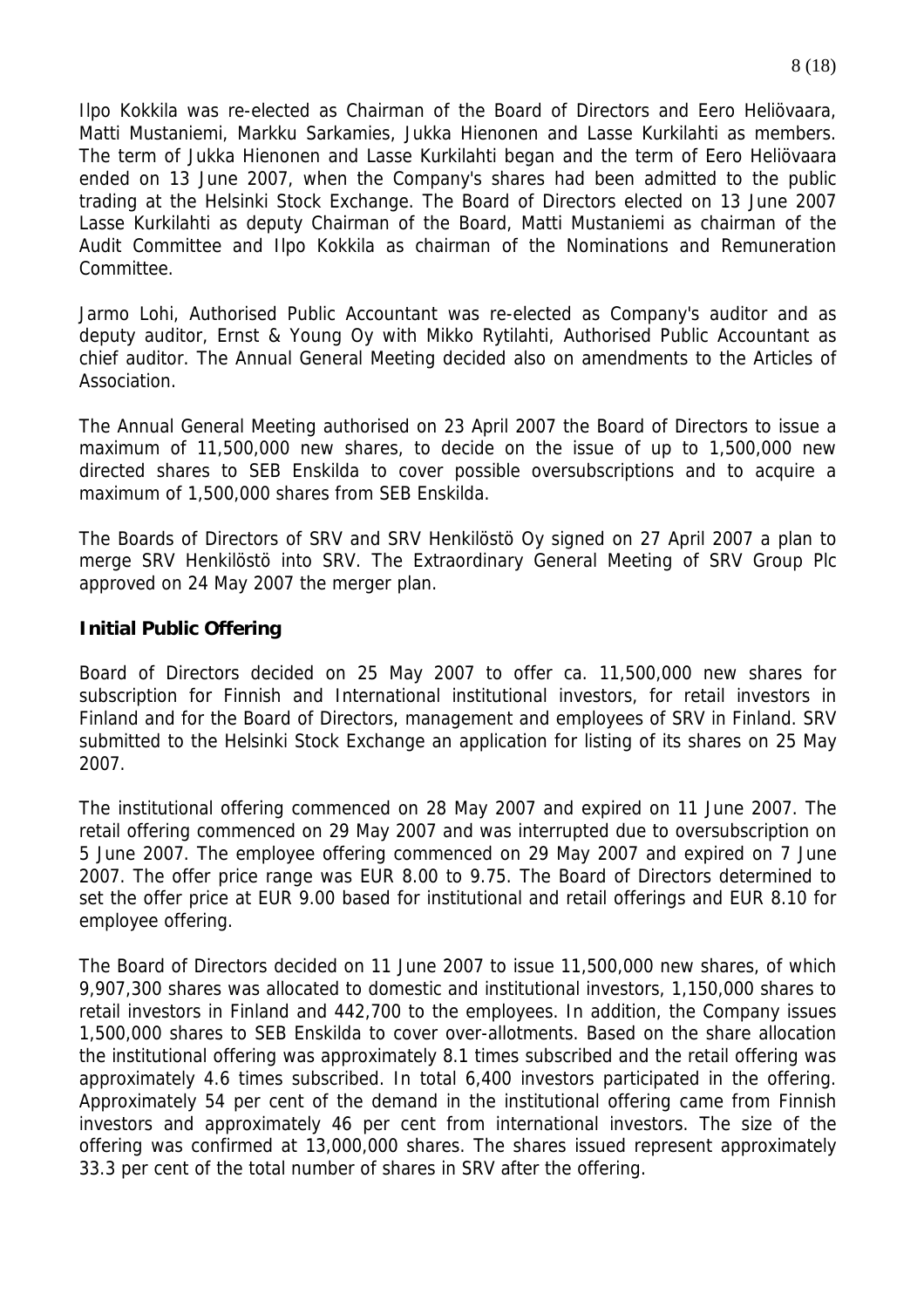Ilpo Kokkila was re-elected as Chairman of the Board of Directors and Eero Heliövaara, Matti Mustaniemi, Markku Sarkamies, Jukka Hienonen and Lasse Kurkilahti as members. The term of Jukka Hienonen and Lasse Kurkilahti began and the term of Eero Heliövaara ended on 13 June 2007, when the Company's shares had been admitted to the public trading at the Helsinki Stock Exchange. The Board of Directors elected on 13 June 2007 Lasse Kurkilahti as deputy Chairman of the Board, Matti Mustaniemi as chairman of the Audit Committee and Ilpo Kokkila as chairman of the Nominations and Remuneration Committee.

Jarmo Lohi, Authorised Public Accountant was re-elected as Company's auditor and as deputy auditor, Ernst & Young Oy with Mikko Rytilahti, Authorised Public Accountant as chief auditor. The Annual General Meeting decided also on amendments to the Articles of Association.

The Annual General Meeting authorised on 23 April 2007 the Board of Directors to issue a maximum of 11,500,000 new shares, to decide on the issue of up to 1,500,000 new directed shares to SEB Enskilda to cover possible oversubscriptions and to acquire a maximum of 1,500,000 shares from SEB Enskilda.

The Boards of Directors of SRV and SRV Henkilöstö Oy signed on 27 April 2007 a plan to merge SRV Henkilöstö into SRV. The Extraordinary General Meeting of SRV Group Plc approved on 24 May 2007 the merger plan.

**Initial Public Offering**

Board of Directors decided on 25 May 2007 to offer ca. 11,500,000 new shares for subscription for Finnish and International institutional investors, for retail investors in Finland and for the Board of Directors, management and employees of SRV in Finland. SRV submitted to the Helsinki Stock Exchange an application for listing of its shares on 25 May 2007.

The institutional offering commenced on 28 May 2007 and expired on 11 June 2007. The retail offering commenced on 29 May 2007 and was interrupted due to oversubscription on 5 June 2007. The employee offering commenced on 29 May 2007 and expired on 7 June 2007. The offer price range was EUR 8.00 to 9.75. The Board of Directors determined to set the offer price at EUR 9.00 based for institutional and retail offerings and EUR 8.10 for employee offering.

The Board of Directors decided on 11 June 2007 to issue 11,500,000 new shares, of which 9,907,300 shares was allocated to domestic and institutional investors, 1,150,000 shares to retail investors in Finland and 442,700 to the employees. In addition, the Company issues 1,500,000 shares to SEB Enskilda to cover over-allotments. Based on the share allocation the institutional offering was approximately 8.1 times subscribed and the retail offering was approximately 4.6 times subscribed. In total 6,400 investors participated in the offering. Approximately 54 per cent of the demand in the institutional offering came from Finnish investors and approximately 46 per cent from international investors. The size of the offering was confirmed at 13,000,000 shares. The shares issued represent approximately 33.3 per cent of the total number of shares in SRV after the offering.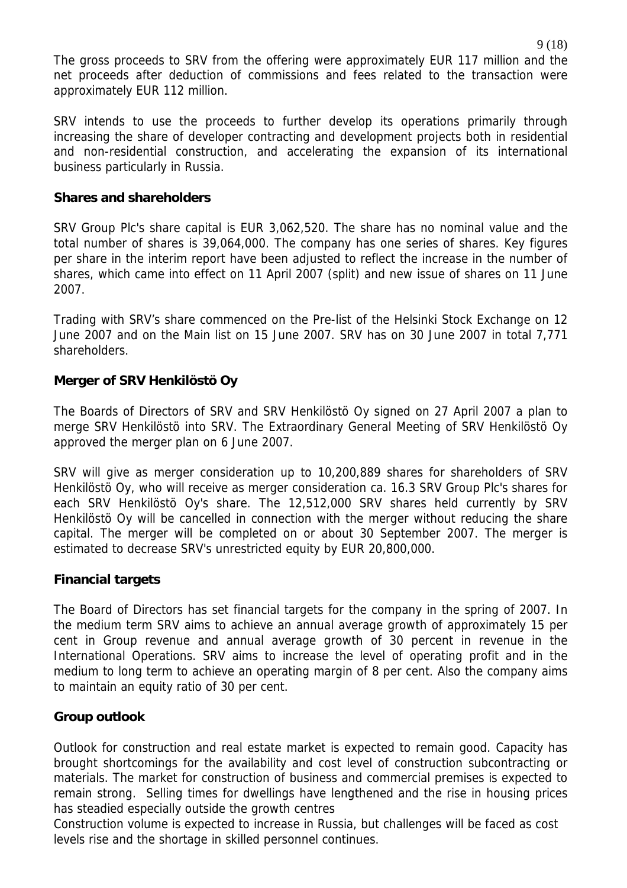The gross proceeds to SRV from the offering were approximately EUR 117 million and the net proceeds after deduction of commissions and fees related to the transaction were approximately EUR 112 million.

SRV intends to use the proceeds to further develop its operations primarily through increasing the share of developer contracting and development projects both in residential and non-residential construction, and accelerating the expansion of its international business particularly in Russia.

## Shares and shareholders

SRV Group Plc's share capital is EUR 3,062,520. The share has no nominal value and the total number of shares is 39,064,000. The company has one series of shares. Key figures per share in the interim report have been adjusted to reflect the increase in the number of shares, which came into effect on 11 April 2007 (split) and new issue of shares on 11 June 2007.

Trading with SRV's share commenced on the Pre-list of the Helsinki Stock Exchange on 12 June 2007 and on the Main list on 15 June 2007. SRV has on 30 June 2007 in total 7,771 shareholders.

## Merger of SRV Henkilöstö Oy

The Boards of Directors of SRV and SRV Henkilöstö Oy signed on 27 April 2007 a plan to merge SRV Henkilöstö into SRV. The Extraordinary General Meeting of SRV Henkilöstö Oy approved the merger plan on 6 June 2007.

SRV will give as merger consideration up to 10,200,889 shares for shareholders of SRV Henkilöstö Oy, who will receive as merger consideration ca. 16.3 SRV Group Plc's shares for each SRV Henkilöstö Oy's share. The 12,512,000 SRV shares held currently by SRV Henkilöstö Oy will be cancelled in connection with the merger without reducing the share capital. The merger will be completed on or about 30 September 2007. The merger is estimated to decrease SRV's unrestricted equity by EUR 20,800,000.

## Financial targets

The Board of Directors has set financial targets for the company in the spring of 2007. In the medium term SRV aims to achieve an annual average growth of approximately 15 per cent in Group revenue and annual average growth of 30 percent in revenue in the International Operations. SRV aims to increase the level of operating profit and in the medium to long term to achieve an operating margin of 8 per cent. Also the company aims to maintain an equity ratio of 30 per cent.

## Group outlook

Outlook for construction and real estate market is expected to remain good. Capacity has brought shortcomings for the availability and cost level of construction subcontracting or materials. The market for construction of business and commercial premises is expected to remain strong. Selling times for dwellings have lengthened and the rise in housing prices has steadied especially outside the growth centres

Construction volume is expected to increase in Russia, but challenges will be faced as cost levels rise and the shortage in skilled personnel continues.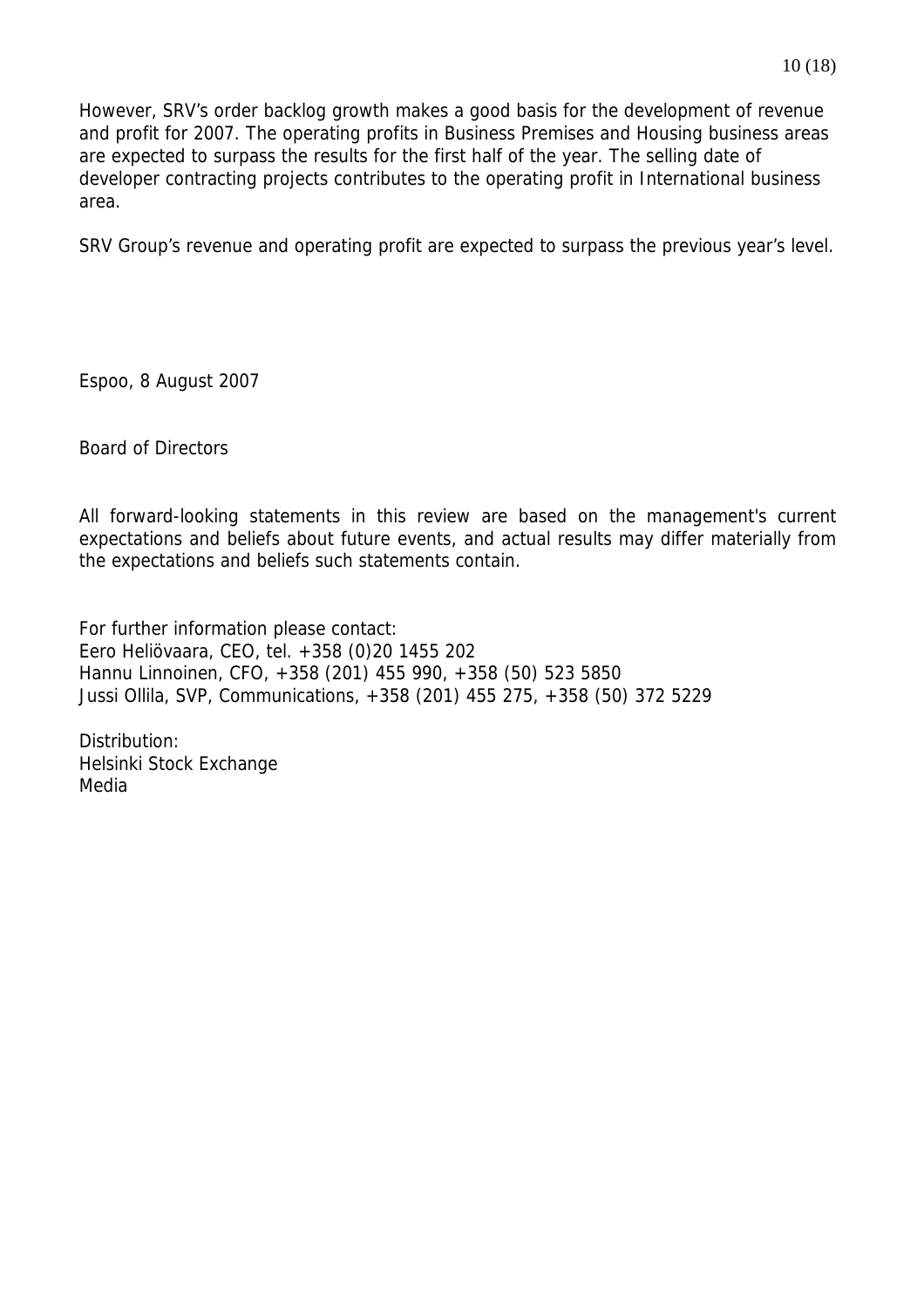However, SRV's order backlog growth makes a good basis for the development of revenue and profit for 2007. The operating profits in Business Premises and Housing business areas are expected to surpass the results for the first half of the year. The selling date of developer contracting projects contributes to the operating profit in International business area.

SRV Group's revenue and operating profit are expected to surpass the previous year's level.

Espoo, 8 August 2007

Board of Directors

All forward-looking statements in this review are based on the management's current expectations and beliefs about future events, and actual results may differ materially from the expectations and beliefs such statements contain.

For further information please contact:
Eero Heliövaara, CEO, tel. +358 (0)20 1455 202
Hannu Linnoinen, CFO, +358 (201) 455 990, +358 (50) 523 5850
Jussi Ollila, SVP, Communications, +358 (201) 455 275, +358 (50) 372 5229

Distribution:
Helsinki Stock Exchange
Media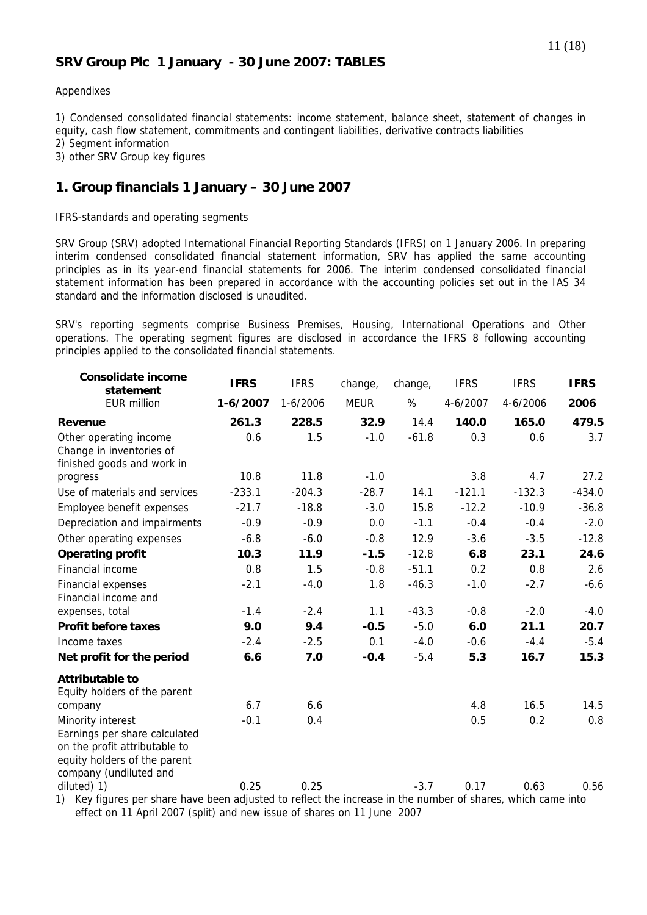## SRV Group Plc 1 January - 30 June 2007: TABLES

Appendixes

1) Condensed consolidated financial statements: income statement, balance sheet, statement of changes in equity, cash flow statement, commitments and contingent liabilities, derivative contracts liabilities
2) Segment information
3) other SRV Group key figures

## 1. Group financials 1 January – 30 June 2007

IFRS-standards and operating segments

SRV Group (SRV) adopted International Financial Reporting Standards (IFRS) on 1 January 2006. In preparing interim condensed consolidated financial statement information, SRV has applied the same accounting principles as in its year-end financial statements for 2006. The interim condensed consolidated financial statement information has been prepared in accordance with the accounting policies set out in the IAS 34 standard and the information disclosed is unaudited.

SRV's reporting segments comprise Business Premises, Housing, International Operations and Other operations. The operating segment figures are disclosed in accordance the IFRS 8 following accounting principles applied to the consolidated financial statements.

| **Consolidate income statement** EUR million | **IFRS** **1-6/2007** | IFRS 1-6/2006 | change, MEUR | change, % | IFRS 4-6/2007 | IFRS 4-6/2006 | **IFRS** **2006** |
|---|---|---|---|---|---|---|---|
| **Revenue** | **261.3** | **228.5** | **32.9** | 14.4 | **140.0** | **165.0** | **479.5** |
| Other operating income | 0.6 | 1.5 | -1.0 | -61.8 | 0.3 | 0.6 | 3.7 |
| Change in inventories of finished goods and work in progress | 10.8 | 11.8 | -1.0 | | 3.8 | 4.7 | 27.2 |
| Use of materials and services | -233.1 | -204.3 | -28.7 | 14.1 | -121.1 | -132.3 | -434.0 |
| Employee benefit expenses | -21.7 | -18.8 | -3.0 | 15.8 | -12.2 | -10.9 | -36.8 |
| Depreciation and impairments | -0.9 | -0.9 | 0.0 | -1.1 | -0.4 | -0.4 | -2.0 |
| Other operating expenses | -6.8 | -6.0 | -0.8 | 12.9 | -3.6 | -3.5 | -12.8 |
| **Operating profit** | **10.3** | **11.9** | **-1.5** | -12.8 | **6.8** | **23.1** | **24.6** |
| Financial income | 0.8 | 1.5 | -0.8 | -51.1 | 0.2 | 0.8 | 2.6 |
| Financial expenses | -2.1 | -4.0 | 1.8 | -46.3 | -1.0 | -2.7 | -6.6 |
| Financial income and expenses, total | -1.4 | -2.4 | 1.1 | -43.3 | -0.8 | -2.0 | -4.0 |
| **Profit before taxes** | **9.0** | **9.4** | **-0.5** | -5.0 | **6.0** | **21.1** | **20.7** |
| Income taxes | -2.4 | -2.5 | 0.1 | -4.0 | -0.6 | -4.4 | -5.4 |
| **Net profit for the period** | **6.6** | **7.0** | **-0.4** | -5.4 | **5.3** | **16.7** | **15.3** |
| **Attributable to** | | | | | | | |
| Equity holders of the parent company | 6.7 | 6.6 | | | 4.8 | 16.5 | 14.5 |
| Minority interest | -0.1 | 0.4 | | | 0.5 | 0.2 | 0.8 |
| Earnings per share calculated on the profit attributable to equity holders of the parent company (undiluted and diluted) 1) | 0.25 | 0.25 | | -3.7 | 0.17 | 0.63 | 0.56 |

1) Key figures per share have been adjusted to reflect the increase in the number of shares, which came into effect on 11 April 2007 (split) and new issue of shares on 11 June 2007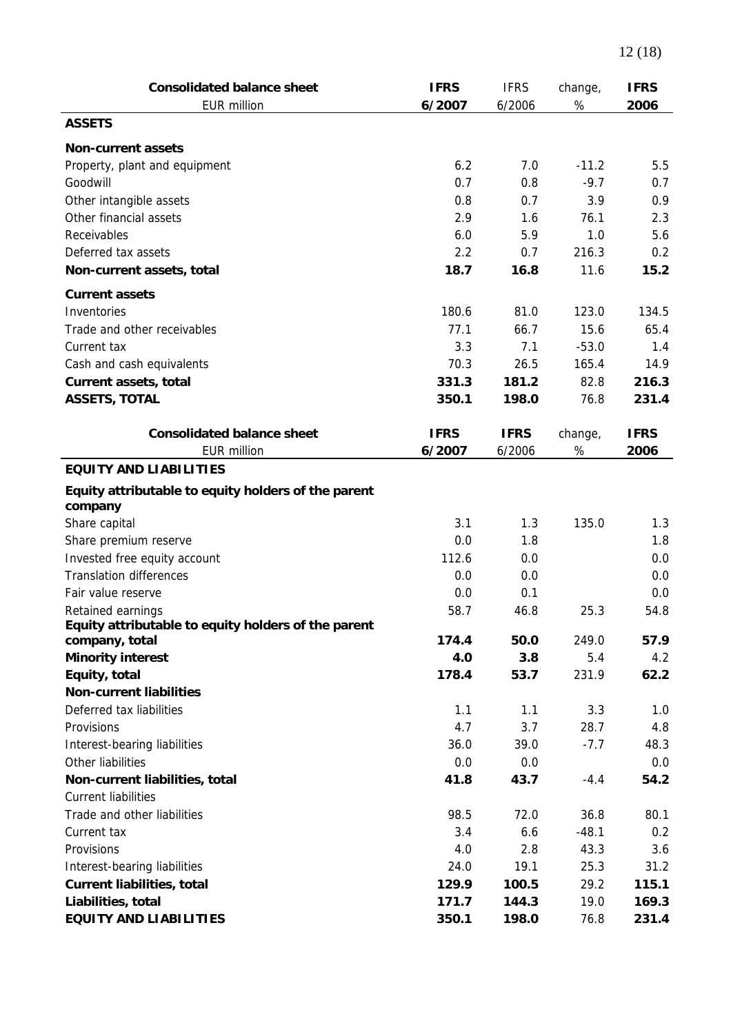| Consolidated balance sheet | IFRS | IFRS | change, | IFRS |
|---|---|---|---|---|
| EUR million | 6/2007 | 6/2006 | % | 2006 |
| **ASSETS** | | | | |
| **Non-current assets** | | | | |
| Property, plant and equipment | 6.2 | 7.0 | -11.2 | 5.5 |
| Goodwill | 0.7 | 0.8 | -9.7 | 0.7 |
| Other intangible assets | 0.8 | 0.7 | 3.9 | 0.9 |
| Other financial assets | 2.9 | 1.6 | 76.1 | 2.3 |
| Receivables | 6.0 | 5.9 | 1.0 | 5.6 |
| Deferred tax assets | 2.2 | 0.7 | 216.3 | 0.2 |
| **Non-current assets, total** | **18.7** | **16.8** | 11.6 | **15.2** |
| **Current assets** | | | | |
| Inventories | 180.6 | 81.0 | 123.0 | 134.5 |
| Trade and other receivables | 77.1 | 66.7 | 15.6 | 65.4 |
| Current tax | 3.3 | 7.1 | -53.0 | 1.4 |
| Cash and cash equivalents | 70.3 | 26.5 | 165.4 | 14.9 |
| **Current assets, total** | **331.3** | **181.2** | 82.8 | **216.3** |
| **ASSETS, TOTAL** | **350.1** | **198.0** | 76.8 | **231.4** |

| Consolidated balance sheet | IFRS | IFRS | change, | IFRS |
|---|---|---|---|---|
| EUR million | 6/2007 | 6/2006 | % | 2006 |
| **EQUITY AND LIABILITIES** | | | | |
| **Equity attributable to equity holders of the parent company** | | | | |
| Share capital | 3.1 | 1.3 | 135.0 | 1.3 |
| Share premium reserve | 0.0 | 1.8 | | 1.8 |
| Invested free equity account | 112.6 | 0.0 | | 0.0 |
| Translation differences | 0.0 | 0.0 | | 0.0 |
| Fair value reserve | 0.0 | 0.1 | | 0.0 |
| Retained earnings | 58.7 | 46.8 | 25.3 | 54.8 |
| **Equity attributable to equity holders of the parent company, total** | **174.4** | **50.0** | 249.0 | **57.9** |
| **Minority interest** | **4.0** | **3.8** | 5.4 | 4.2 |
| **Equity, total** | **178.4** | **53.7** | 231.9 | **62.2** |
| **Non-current liabilities** | | | | |
| Deferred tax liabilities | 1.1 | 1.1 | 3.3 | 1.0 |
| Provisions | 4.7 | 3.7 | 28.7 | 4.8 |
| Interest-bearing liabilities | 36.0 | 39.0 | -7.7 | 48.3 |
| Other liabilities | 0.0 | 0.0 | | 0.0 |
| **Non-current liabilities, total** | **41.8** | **43.7** | -4.4 | **54.2** |
| Current liabilities | | | | |
| Trade and other liabilities | 98.5 | 72.0 | 36.8 | 80.1 |
| Current tax | 3.4 | 6.6 | -48.1 | 0.2 |
| Provisions | 4.0 | 2.8 | 43.3 | 3.6 |
| Interest-bearing liabilities | 24.0 | 19.1 | 25.3 | 31.2 |
| **Current liabilities, total** | **129.9** | **100.5** | 29.2 | **115.1** |
| **Liabilities, total** | **171.7** | **144.3** | 19.0 | **169.3** |
| **EQUITY AND LIABILITIES** | **350.1** | **198.0** | 76.8 | **231.4** |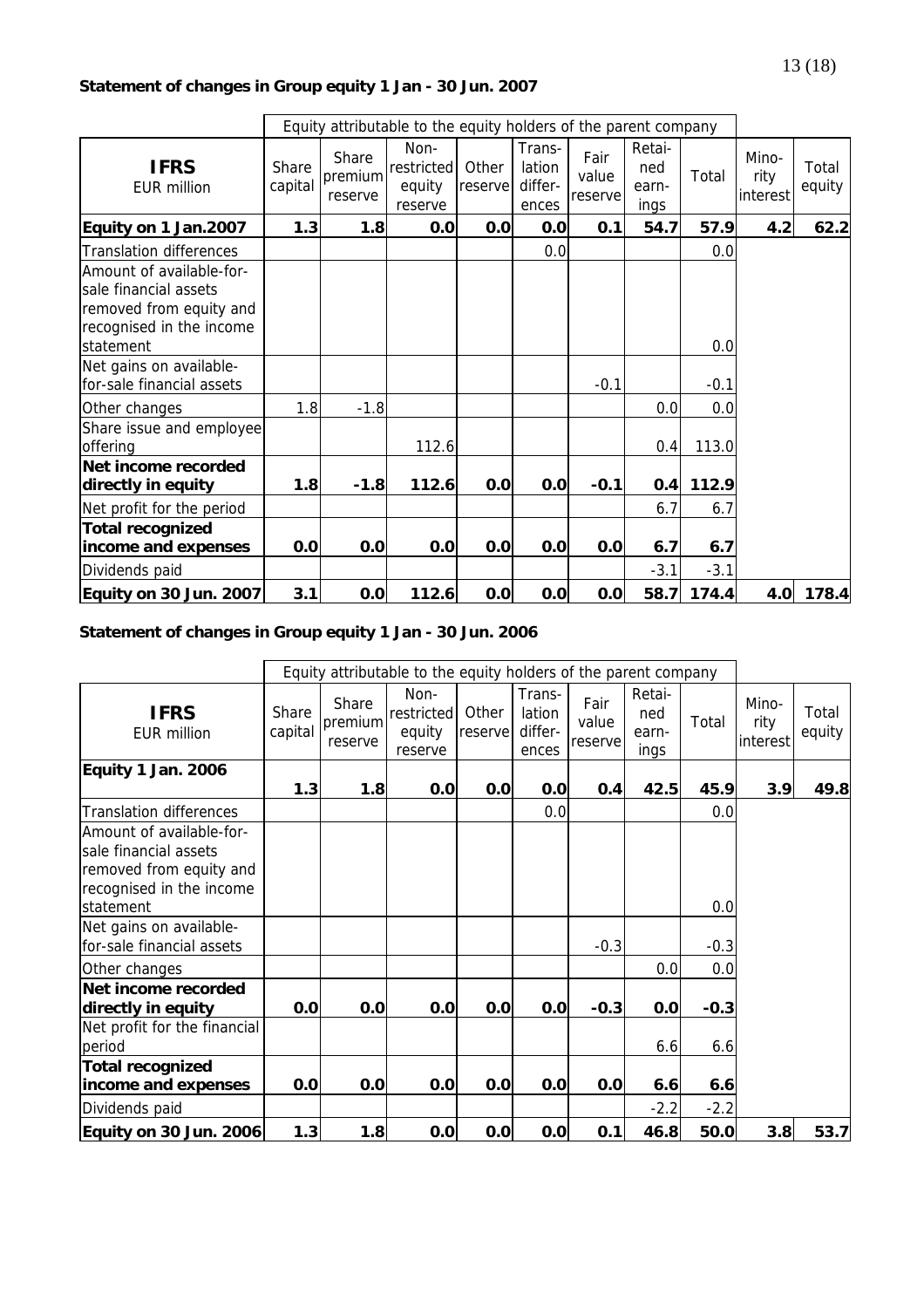**Statement of changes in Group equity 1 Jan - 30 Jun. 2007**

| | Equity attributable to the equity holders of the parent company | | | | | | | | | |
|---|---|---|---|---|---|---|---|---|---|---|
| **IFRS** EUR million | Share capital | Share premium reserve | Non-restricted equity reserve | Other reserve | Trans-lation differ-ences | Fair value reserve | Retai-ned earn-ings | Total | Mino-rity interest | Total equity |
| **Equity on 1 Jan.2007** | **1.3** | **1.8** | **0.0** | **0.0** | **0.0** | **0.1** | **54.7** | **57.9** | **4.2** | **62.2** |
| Translation differences | | | | | 0.0 | | | 0.0 | | |
| Amount of available-for-sale financial assets removed from equity and recognised in the income statement | | | | | | | | 0.0 | | |
| Net gains on available-for-sale financial assets | | | | | | -0.1 | | -0.1 | | |
| Other changes | 1.8 | -1.8 | | | | | 0.0 | 0.0 | | |
| Share issue and employee offering | | | 112.6 | | | | 0.4 | 113.0 | | |
| **Net income recorded directly in equity** | **1.8** | **-1.8** | **112.6** | **0.0** | **0.0** | **-0.1** | **0.4** | **112.9** | | |
| Net profit for the period | | | | | | | 6.7 | 6.7 | | |
| **Total recognized income and expenses** | **0.0** | **0.0** | **0.0** | **0.0** | **0.0** | **0.0** | **6.7** | **6.7** | | |
| Dividends paid | | | | | | | -3.1 | -3.1 | | |
| **Equity on 30 Jun. 2007** | **3.1** | **0.0** | **112.6** | **0.0** | **0.0** | **0.0** | **58.7** | **174.4** | **4.0** | **178.4** |

**Statement of changes in Group equity 1 Jan - 30 Jun. 2006**

| | Equity attributable to the equity holders of the parent company | | | | | | | | | |
|---|---|---|---|---|---|---|---|---|---|---|
| **IFRS** EUR million | Share capital | Share premium reserve | Non-restricted equity reserve | Other reserve | Trans-lation differ-ences | Fair value reserve | Retai-ned earn-ings | Total | Mino-rity interest | Total equity |
| **Equity 1 Jan. 2006** | **1.3** | **1.8** | **0.0** | **0.0** | **0.0** | **0.4** | **42.5** | **45.9** | **3.9** | **49.8** |
| Translation differences | | | | | 0.0 | | | 0.0 | | |
| Amount of available-for-sale financial assets removed from equity and recognised in the income statement | | | | | | | | 0.0 | | |
| Net gains on available-for-sale financial assets | | | | | | -0.3 | | -0.3 | | |
| Other changes | | | | | | | 0.0 | 0.0 | | |
| **Net income recorded directly in equity** | **0.0** | **0.0** | **0.0** | **0.0** | **0.0** | **-0.3** | **0.0** | **-0.3** | | |
| Net profit for the financial period | | | | | | | 6.6 | 6.6 | | |
| **Total recognized income and expenses** | **0.0** | **0.0** | **0.0** | **0.0** | **0.0** | **0.0** | **6.6** | **6.6** | | |
| Dividends paid | | | | | | | -2.2 | -2.2 | | |
| **Equity on 30 Jun. 2006** | **1.3** | **1.8** | **0.0** | **0.0** | **0.0** | **0.1** | **46.8** | **50.0** | **3.8** | **53.7** |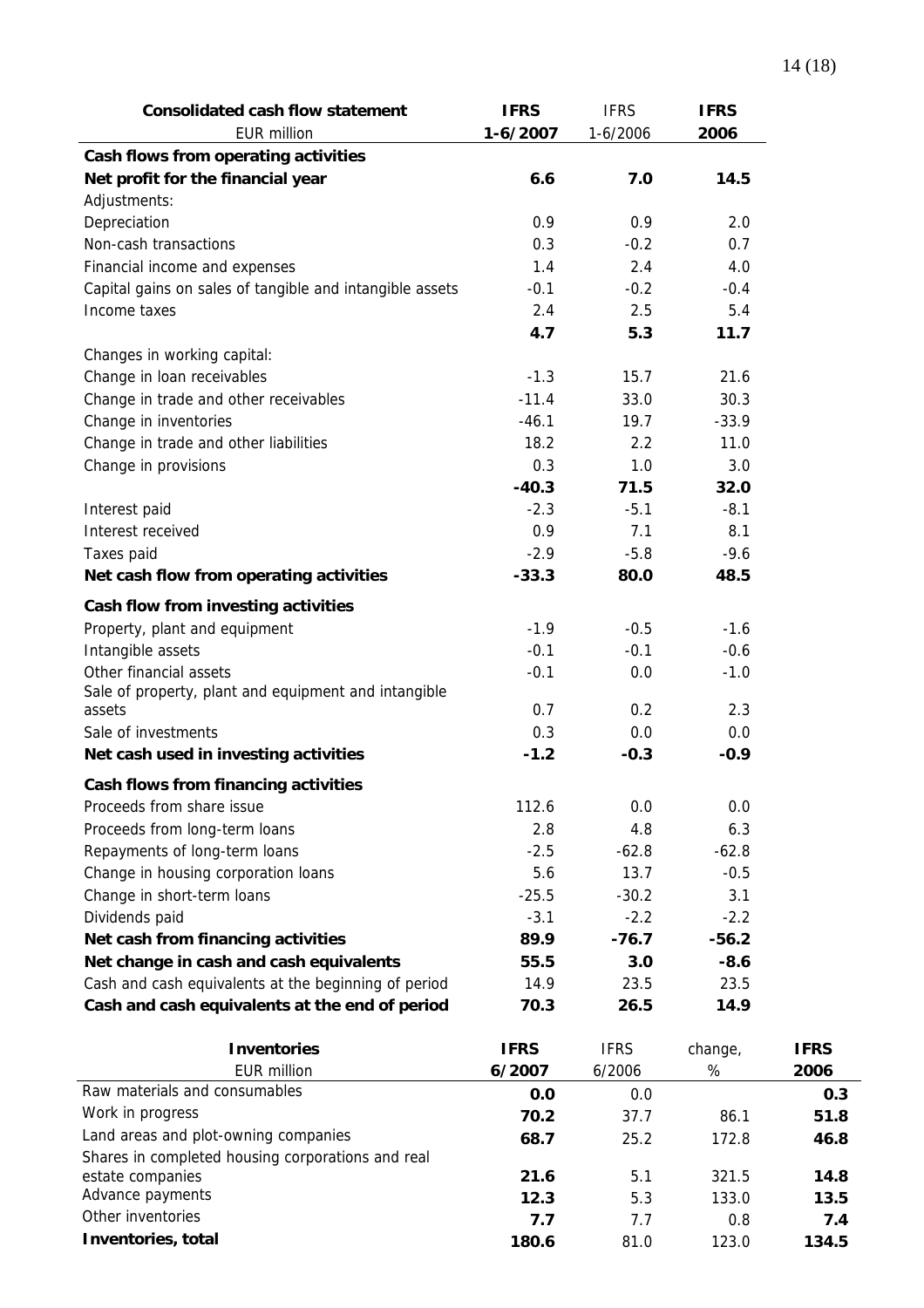| Consolidated cash flow statement | IFRS | IFRS | IFRS |
|---|---|---|---|
| EUR million | 1-6/2007 | 1-6/2006 | 2006 |
| **Cash flows from operating activities** | | | |
| **Net profit for the financial year** | **6.6** | **7.0** | **14.5** |
| Adjustments: | | | |
| Depreciation | 0.9 | 0.9 | 2.0 |
| Non-cash transactions | 0.3 | -0.2 | 0.7 |
| Financial income and expenses | 1.4 | 2.4 | 4.0 |
| Capital gains on sales of tangible and intangible assets | -0.1 | -0.2 | -0.4 |
| Income taxes | 2.4 | 2.5 | 5.4 |
| | **4.7** | **5.3** | **11.7** |
| Changes in working capital: | | | |
| Change in loan receivables | -1.3 | 15.7 | 21.6 |
| Change in trade and other receivables | -11.4 | 33.0 | 30.3 |
| Change in inventories | -46.1 | 19.7 | -33.9 |
| Change in trade and other liabilities | 18.2 | 2.2 | 11.0 |
| Change in provisions | 0.3 | 1.0 | 3.0 |
| | **-40.3** | **71.5** | **32.0** |
| Interest paid | -2.3 | -5.1 | -8.1 |
| Interest received | 0.9 | 7.1 | 8.1 |
| Taxes paid | -2.9 | -5.8 | -9.6 |
| **Net cash flow from operating activities** | **-33.3** | **80.0** | **48.5** |
| **Cash flow from investing activities** | | | |
| Property, plant and equipment | -1.9 | -0.5 | -1.6 |
| Intangible assets | -0.1 | -0.1 | -0.6 |
| Other financial assets | -0.1 | 0.0 | -1.0 |
| Sale of property, plant and equipment and intangible assets | 0.7 | 0.2 | 2.3 |
| Sale of investments | 0.3 | 0.0 | 0.0 |
| **Net cash used in investing activities** | **-1.2** | **-0.3** | **-0.9** |
| **Cash flows from financing activities** | | | |
| Proceeds from share issue | 112.6 | 0.0 | 0.0 |
| Proceeds from long-term loans | 2.8 | 4.8 | 6.3 |
| Repayments of long-term loans | -2.5 | -62.8 | -62.8 |
| Change in housing corporation loans | 5.6 | 13.7 | -0.5 |
| Change in short-term loans | -25.5 | -30.2 | 3.1 |
| Dividends paid | -3.1 | -2.2 | -2.2 |
| **Net cash from financing activities** | **89.9** | **-76.7** | **-56.2** |
| **Net change in cash and cash equivalents** | **55.5** | **3.0** | **-8.6** |
| Cash and cash equivalents at the beginning of period | 14.9 | 23.5 | 23.5 |
| **Cash and cash equivalents at the end of period** | **70.3** | **26.5** | **14.9** |

| Inventories | IFRS | IFRS | change, | IFRS |
|---|---|---|---|---|
| EUR million | 6/2007 | 6/2006 | % | 2006 |
| Raw materials and consumables | **0.0** | 0.0 | | **0.3** |
| Work in progress | **70.2** | 37.7 | 86.1 | **51.8** |
| Land areas and plot-owning companies | **68.7** | 25.2 | 172.8 | **46.8** |
| Shares in completed housing corporations and real estate companies | **21.6** | 5.1 | 321.5 | **14.8** |
| Advance payments | **12.3** | 5.3 | 133.0 | **13.5** |
| Other inventories | **7.7** | 7.7 | 0.8 | **7.4** |
| **Inventories, total** | **180.6** | 81.0 | 123.0 | **134.5** |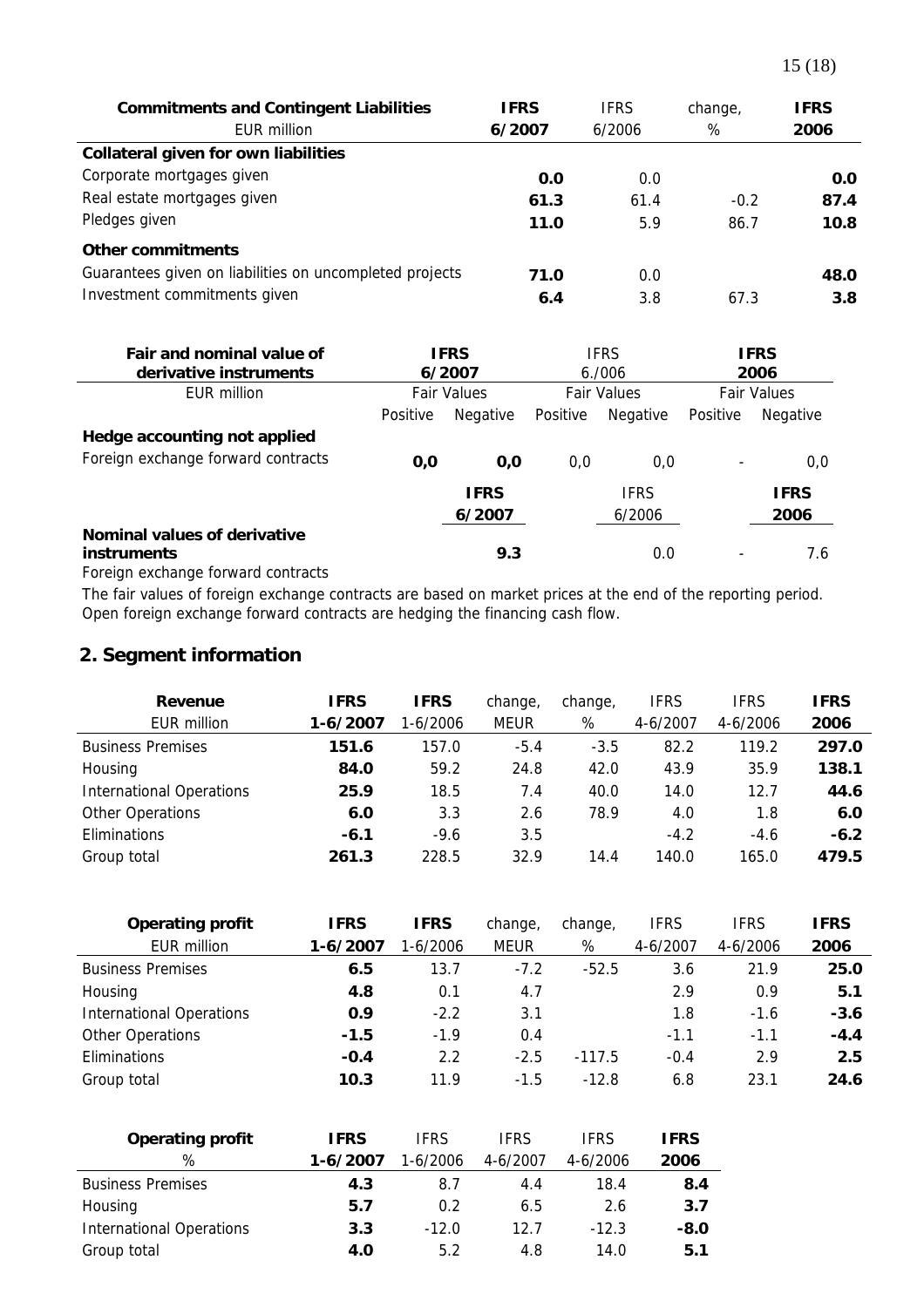| Commitments and Contingent Liabilities | IFRS | IFRS | change, | IFRS |
|---|---|---|---|---|
| EUR million | 6/2007 | 6/2006 | % | 2006 |
| **Collateral given for own liabilities** | | | | |
| Corporate mortgages given | **0.0** | 0.0 | | **0.0** |
| Real estate mortgages given | **61.3** | 61.4 | -0.2 | **87.4** |
| Pledges given | **11.0** | 5.9 | 86.7 | **10.8** |
| **Other commitments** | | | | |
| Guarantees given on liabilities on uncompleted projects | **71.0** | 0.0 | | **48.0** |
| Investment commitments given | **6.4** | 3.8 | 67.3 | **3.8** |

| Fair and nominal value of derivative instruments | IFRS 6/2007 | | IFRS 6./006 | | IFRS 2006 | |
|---|---|---|---|---|---|---|
| EUR million | Fair Values | | Fair Values | | Fair Values | |
| | Positive | Negative | Positive | Negative | Positive | Negative |
| **Hedge accounting not applied** | | | | | | |
| Foreign exchange forward contracts | **0,0** | **0,0** | 0,0 | 0,0 | - | 0,0 |

| | IFRS 6/2007 | IFRS 6/2006 | | IFRS 2006 |
|---|---|---|---|---|
| **Nominal values of derivative instruments** | **9.3** | 0.0 | - | 7.6 |
| Foreign exchange forward contracts | | | | |

The fair values of foreign exchange contracts are based on market prices at the end of the reporting period. Open foreign exchange forward contracts are hedging the financing cash flow.

## 2. Segment information

| Revenue | IFRS | IFRS | change, | change, | IFRS | IFRS | IFRS |
|---|---|---|---|---|---|---|---|
| EUR million | 1-6/2007 | 1-6/2006 | MEUR | % | 4-6/2007 | 4-6/2006 | 2006 |
| Business Premises | **151.6** | 157.0 | -5.4 | -3.5 | 82.2 | 119.2 | **297.0** |
| Housing | **84.0** | 59.2 | 24.8 | 42.0 | 43.9 | 35.9 | **138.1** |
| International Operations | **25.9** | 18.5 | 7.4 | 40.0 | 14.0 | 12.7 | **44.6** |
| Other Operations | **6.0** | 3.3 | 2.6 | 78.9 | 4.0 | 1.8 | **6.0** |
| Eliminations | **-6.1** | -9.6 | 3.5 | | -4.2 | -4.6 | **-6.2** |
| Group total | **261.3** | 228.5 | 32.9 | 14.4 | 140.0 | 165.0 | **479.5** |

| Operating profit | IFRS | IFRS | change, | change, | IFRS | IFRS | IFRS |
|---|---|---|---|---|---|---|---|
| EUR million | 1-6/2007 | 1-6/2006 | MEUR | % | 4-6/2007 | 4-6/2006 | 2006 |
| Business Premises | **6.5** | 13.7 | -7.2 | -52.5 | 3.6 | 21.9 | **25.0** |
| Housing | **4.8** | 0.1 | 4.7 | | 2.9 | 0.9 | **5.1** |
| International Operations | **0.9** | -2.2 | 3.1 | | 1.8 | -1.6 | **-3.6** |
| Other Operations | **-1.5** | -1.9 | 0.4 | | -1.1 | -1.1 | **-4.4** |
| Eliminations | **-0.4** | 2.2 | -2.5 | -117.5 | -0.4 | 2.9 | **2.5** |
| Group total | **10.3** | 11.9 | -1.5 | -12.8 | 6.8 | 23.1 | **24.6** |

| Operating profit | IFRS | IFRS | IFRS | IFRS | IFRS |
|---|---|---|---|---|---|
| % | 1-6/2007 | 1-6/2006 | 4-6/2007 | 4-6/2006 | 2006 |
| Business Premises | **4.3** | 8.7 | 4.4 | 18.4 | **8.4** |
| Housing | **5.7** | 0.2 | 6.5 | 2.6 | **3.7** |
| International Operations | **3.3** | -12.0 | 12.7 | -12.3 | **-8.0** |
| Group total | **4.0** | 5.2 | 4.8 | 14.0 | **5.1** |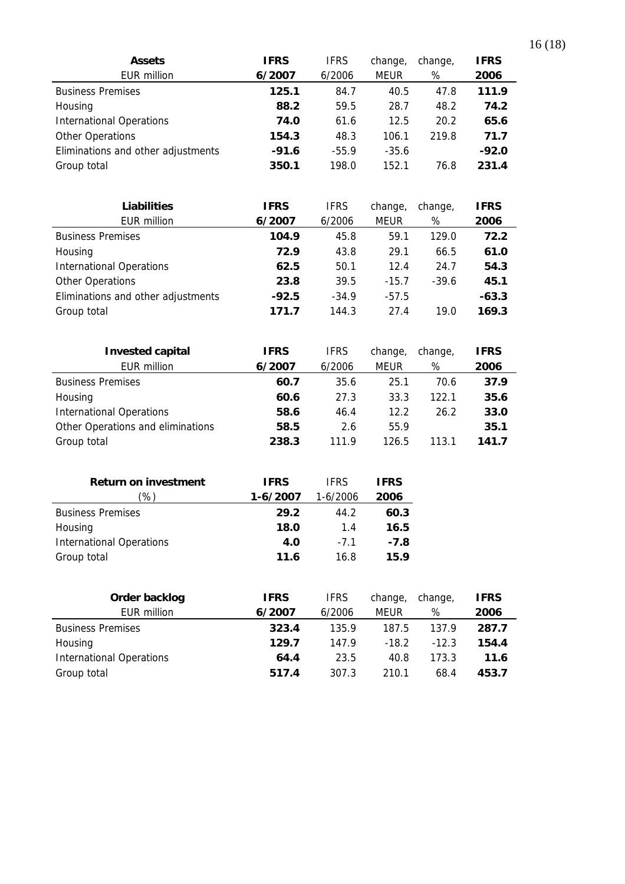| **Assets** | **IFRS** | IFRS | change, | change, | **IFRS** |
|---|---|---|---|---|---|
| EUR million | **6/2007** | 6/2006 | MEUR | % | **2006** |
| Business Premises | **125.1** | 84.7 | 40.5 | 47.8 | **111.9** |
| Housing | **88.2** | 59.5 | 28.7 | 48.2 | **74.2** |
| International Operations | **74.0** | 61.6 | 12.5 | 20.2 | **65.6** |
| Other Operations | **154.3** | 48.3 | 106.1 | 219.8 | **71.7** |
| Eliminations and other adjustments | **-91.6** | -55.9 | -35.6 | | **-92.0** |
| Group total | **350.1** | 198.0 | 152.1 | 76.8 | **231.4** |

| **Liabilities** | **IFRS** | IFRS | change, | change, | **IFRS** |
|---|---|---|---|---|---|
| EUR million | **6/2007** | 6/2006 | MEUR | % | **2006** |
| Business Premises | **104.9** | 45.8 | 59.1 | 129.0 | **72.2** |
| Housing | **72.9** | 43.8 | 29.1 | 66.5 | **61.0** |
| International Operations | **62.5** | 50.1 | 12.4 | 24.7 | **54.3** |
| Other Operations | **23.8** | 39.5 | -15.7 | -39.6 | **45.1** |
| Eliminations and other adjustments | **-92.5** | -34.9 | -57.5 | | **-63.3** |
| Group total | **171.7** | 144.3 | 27.4 | 19.0 | **169.3** |

| **Invested capital** | **IFRS** | IFRS | change, | change, | **IFRS** |
|---|---|---|---|---|---|
| EUR million | **6/2007** | 6/2006 | MEUR | % | **2006** |
| Business Premises | **60.7** | 35.6 | 25.1 | 70.6 | **37.9** |
| Housing | **60.6** | 27.3 | 33.3 | 122.1 | **35.6** |
| International Operations | **58.6** | 46.4 | 12.2 | 26.2 | **33.0** |
| Other Operations and eliminations | **58.5** | 2.6 | 55.9 | | **35.1** |
| Group total | **238.3** | 111.9 | 126.5 | 113.1 | **141.7** |

| **Return on investment** | **IFRS** | IFRS | **IFRS** |
|---|---|---|---|
| (%) | **1-6/2007** | 1-6/2006 | **2006** |
| Business Premises | **29.2** | 44.2 | **60.3** |
| Housing | **18.0** | 1.4 | **16.5** |
| International Operations | **4.0** | -7.1 | **-7.8** |
| Group total | **11.6** | 16.8 | **15.9** |

| **Order backlog** | **IFRS** | IFRS | change, | change, | **IFRS** |
|---|---|---|---|---|---|
| EUR million | **6/2007** | 6/2006 | MEUR | % | **2006** |
| Business Premises | **323.4** | 135.9 | 187.5 | 137.9 | **287.7** |
| Housing | **129.7** | 147.9 | -18.2 | -12.3 | **154.4** |
| International Operations | **64.4** | 23.5 | 40.8 | 173.3 | **11.6** |
| Group total | **517.4** | 307.3 | 210.1 | 68.4 | **453.7** |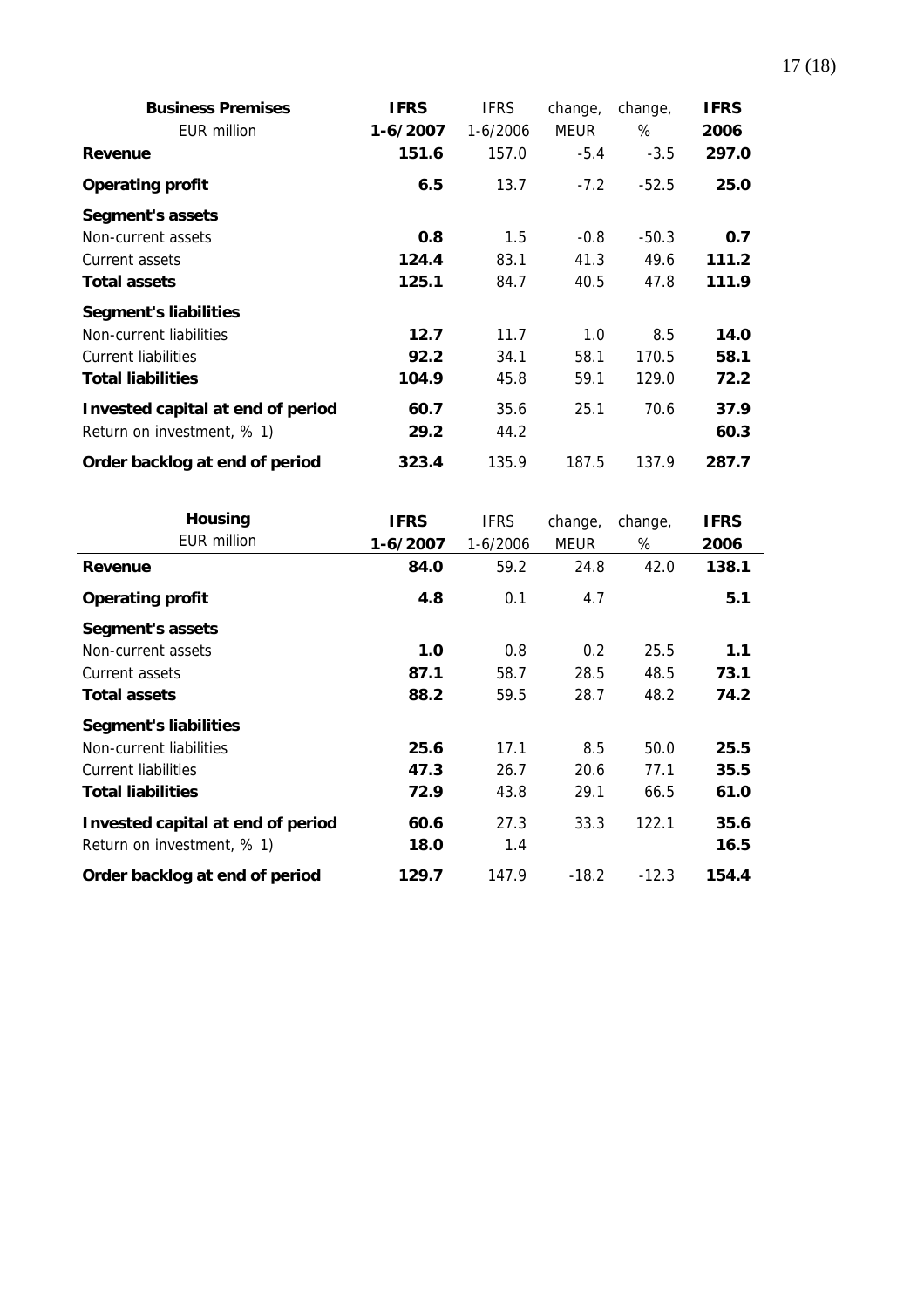| **Business Premises** EUR million | **IFRS 1-6/2007** | IFRS 1-6/2006 | change, MEUR | change, % | **IFRS 2006** |
|---|---|---|---|---|---|
| **Revenue** | **151.6** | 157.0 | -5.4 | -3.5 | **297.0** |
| **Operating profit** | **6.5** | 13.7 | -7.2 | -52.5 | **25.0** |
| **Segment's assets** | | | | | |
| Non-current assets | **0.8** | 1.5 | -0.8 | -50.3 | **0.7** |
| Current assets | **124.4** | 83.1 | 41.3 | 49.6 | **111.2** |
| **Total assets** | **125.1** | 84.7 | 40.5 | 47.8 | **111.9** |
| **Segment's liabilities** | | | | | |
| Non-current liabilities | **12.7** | 11.7 | 1.0 | 8.5 | **14.0** |
| Current liabilities | **92.2** | 34.1 | 58.1 | 170.5 | **58.1** |
| **Total liabilities** | **104.9** | 45.8 | 59.1 | 129.0 | **72.2** |
| **Invested capital at end of period** | **60.7** | 35.6 | 25.1 | 70.6 | **37.9** |
| Return on investment, % 1) | **29.2** | 44.2 | | | **60.3** |
| **Order backlog at end of period** | **323.4** | 135.9 | 187.5 | 137.9 | **287.7** |

| **Housing** EUR million | **IFRS 1-6/2007** | IFRS 1-6/2006 | change, MEUR | change, % | **IFRS 2006** |
|---|---|---|---|---|---|
| **Revenue** | **84.0** | 59.2 | 24.8 | 42.0 | **138.1** |
| **Operating profit** | **4.8** | 0.1 | 4.7 | | **5.1** |
| **Segment's assets** | | | | | |
| Non-current assets | **1.0** | 0.8 | 0.2 | 25.5 | **1.1** |
| Current assets | **87.1** | 58.7 | 28.5 | 48.5 | **73.1** |
| **Total assets** | **88.2** | 59.5 | 28.7 | 48.2 | **74.2** |
| **Segment's liabilities** | | | | | |
| Non-current liabilities | **25.6** | 17.1 | 8.5 | 50.0 | **25.5** |
| Current liabilities | **47.3** | 26.7 | 20.6 | 77.1 | **35.5** |
| **Total liabilities** | **72.9** | 43.8 | 29.1 | 66.5 | **61.0** |
| **Invested capital at end of period** | **60.6** | 27.3 | 33.3 | 122.1 | **35.6** |
| Return on investment, % 1) | **18.0** | 1.4 | | | **16.5** |
| **Order backlog at end of period** | **129.7** | 147.9 | -18.2 | -12.3 | **154.4** |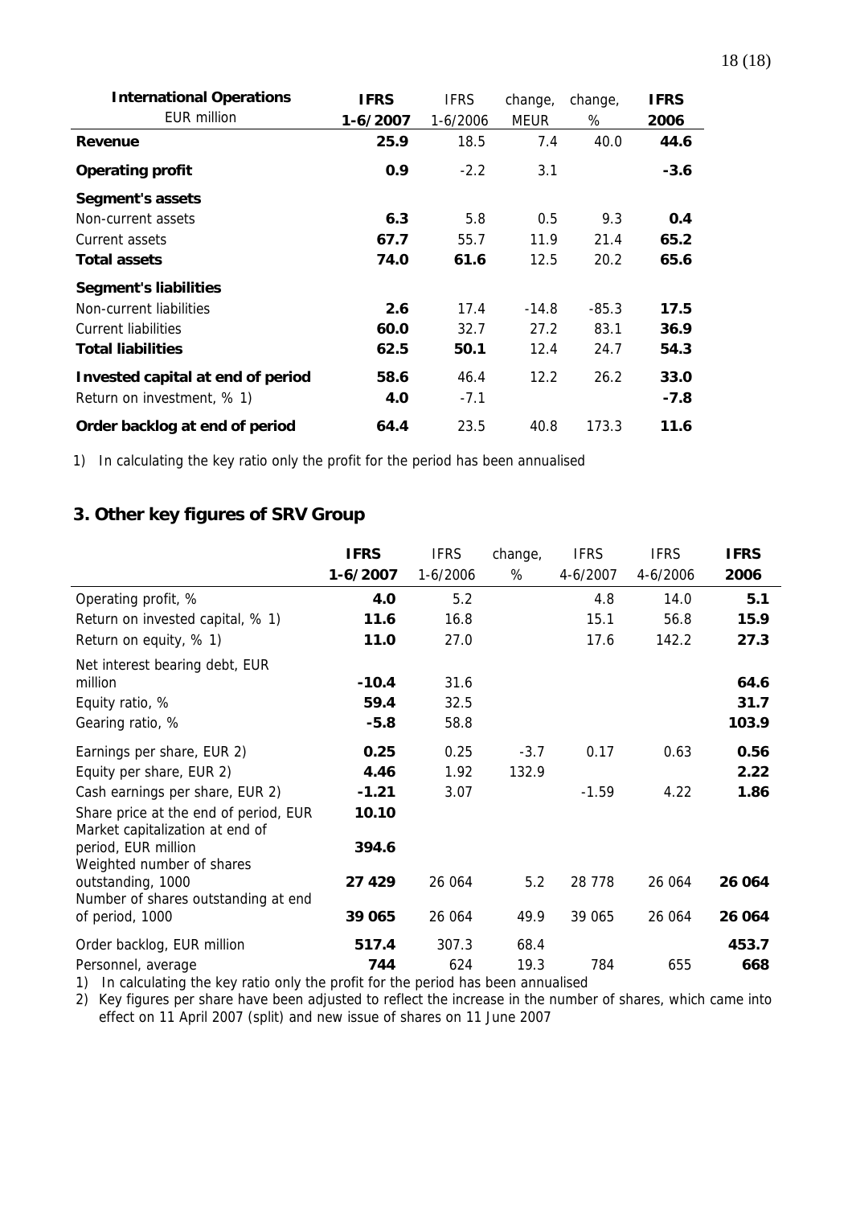| International Operations EUR million | IFRS 1-6/2007 | IFRS 1-6/2006 | change, MEUR | change, % | IFRS 2006 |
|---|---|---|---|---|---|
| **Revenue** | **25.9** | 18.5 | 7.4 | 40.0 | **44.6** |
| **Operating profit** | **0.9** | -2.2 | 3.1 | | **-3.6** |
| **Segment's assets** | | | | | |
| Non-current assets | **6.3** | 5.8 | 0.5 | 9.3 | **0.4** |
| Current assets | **67.7** | 55.7 | 11.9 | 21.4 | **65.2** |
| **Total assets** | **74.0** | **61.6** | 12.5 | 20.2 | **65.6** |
| **Segment's liabilities** | | | | | |
| Non-current liabilities | **2.6** | 17.4 | -14.8 | -85.3 | **17.5** |
| Current liabilities | **60.0** | 32.7 | 27.2 | 83.1 | **36.9** |
| **Total liabilities** | **62.5** | **50.1** | 12.4 | 24.7 | **54.3** |
| **Invested capital at end of period** | **58.6** | 46.4 | 12.2 | 26.2 | **33.0** |
| Return on investment, % 1) | **4.0** | -7.1 | | | **-7.8** |
| **Order backlog at end of period** | **64.4** | 23.5 | 40.8 | 173.3 | **11.6** |

1) In calculating the key ratio only the profit for the period has been annualised

## 3. Other key figures of SRV Group

| | IFRS 1-6/2007 | IFRS 1-6/2006 | change, % | IFRS 4-6/2007 | IFRS 4-6/2006 | IFRS 2006 |
|---|---|---|---|---|---|---|
| Operating profit, % | **4.0** | 5.2 | | 4.8 | 14.0 | **5.1** |
| Return on invested capital, % 1) | **11.6** | 16.8 | | 15.1 | 56.8 | **15.9** |
| Return on equity, % 1) | **11.0** | 27.0 | | 17.6 | 142.2 | **27.3** |
| Net interest bearing debt, EUR million | **-10.4** | 31.6 | | | | **64.6** |
| Equity ratio, % | **59.4** | 32.5 | | | | **31.7** |
| Gearing ratio, % | **-5.8** | 58.8 | | | | **103.9** |
| Earnings per share, EUR 2) | **0.25** | 0.25 | -3.7 | 0.17 | 0.63 | **0.56** |
| Equity per share, EUR 2) | **4.46** | 1.92 | 132.9 | | | **2.22** |
| Cash earnings per share, EUR 2) | **-1.21** | 3.07 | | -1.59 | 4.22 | **1.86** |
| Share price at the end of period, EUR | **10.10** | | | | | |
| Market capitalization at end of period, EUR million | **394.6** | | | | | |
| Weighted number of shares outstanding, 1000 | **27 429** | 26 064 | 5.2 | 28 778 | 26 064 | **26 064** |
| Number of shares outstanding at end of period, 1000 | **39 065** | 26 064 | 49.9 | 39 065 | 26 064 | **26 064** |
| Order backlog, EUR million | **517.4** | 307.3 | 68.4 | | | **453.7** |
| Personnel, average | **744** | 624 | 19.3 | 784 | 655 | **668** |

1) In calculating the key ratio only the profit for the period has been annualised

2) Key figures per share have been adjusted to reflect the increase in the number of shares, which came into effect on 11 April 2007 (split) and new issue of shares on 11 June 2007